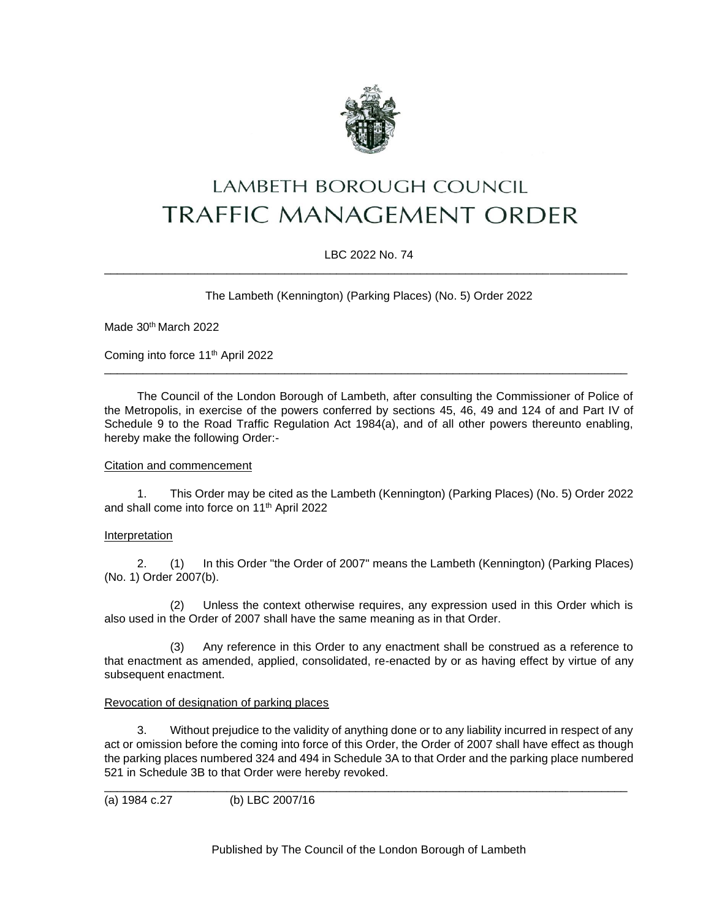# LAMBETH BOROUGH COUNCIL
# TRAFFIC MANAGEMENT ORDER

LBC 2022 No. 74

---

The Lambeth (Kennington) (Parking Places) (No. 5) Order 2022

Made 30th March 2022

Coming into force 11th April 2022

---

The Council of the London Borough of Lambeth, after consulting the Commissioner of Police of the Metropolis, in exercise of the powers conferred by sections 45, 46, 49 and 124 of and Part IV of Schedule 9 to the Road Traffic Regulation Act 1984(a), and of all other powers thereunto enabling, hereby make the following Order:-

Citation and commencement

1. This Order may be cited as the Lambeth (Kennington) (Parking Places) (No. 5) Order 2022 and shall come into force on 11th April 2022

Interpretation

2. (1) In this Order "the Order of 2007" means the Lambeth (Kennington) (Parking Places) (No. 1) Order 2007(b).

(2) Unless the context otherwise requires, any expression used in this Order which is also used in the Order of 2007 shall have the same meaning as in that Order.

(3) Any reference in this Order to any enactment shall be construed as a reference to that enactment as amended, applied, consolidated, re-enacted by or as having effect by virtue of any subsequent enactment.

Revocation of designation of parking places

3. Without prejudice to the validity of anything done or to any liability incurred in respect of any act or omission before the coming into force of this Order, the Order of 2007 shall have effect as though the parking places numbered 324 and 494 in Schedule 3A to that Order and the parking place numbered 521 in Schedule 3B to that Order were hereby revoked.

---

(a) 1984 c.27 (b) LBC 2007/16

Published by The Council of the London Borough of Lambeth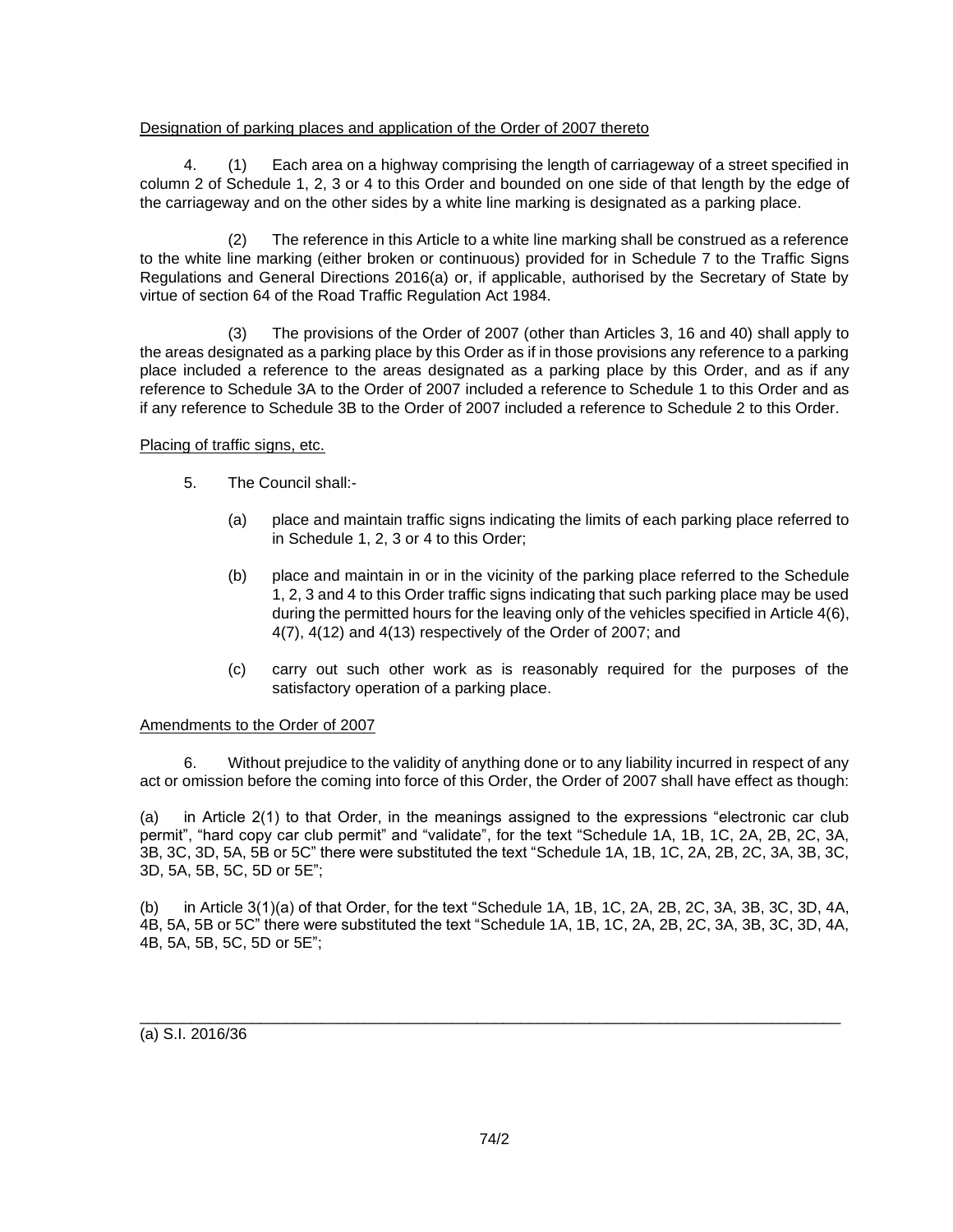Designation of parking places and application of the Order of 2007 thereto

4. (1) Each area on a highway comprising the length of carriageway of a street specified in column 2 of Schedule 1, 2, 3 or 4 to this Order and bounded on one side of that length by the edge of the carriageway and on the other sides by a white line marking is designated as a parking place.

(2) The reference in this Article to a white line marking shall be construed as a reference to the white line marking (either broken or continuous) provided for in Schedule 7 to the Traffic Signs Regulations and General Directions 2016(a) or, if applicable, authorised by the Secretary of State by virtue of section 64 of the Road Traffic Regulation Act 1984.

(3) The provisions of the Order of 2007 (other than Articles 3, 16 and 40) shall apply to the areas designated as a parking place by this Order as if in those provisions any reference to a parking place included a reference to the areas designated as a parking place by this Order, and as if any reference to Schedule 3A to the Order of 2007 included a reference to Schedule 1 to this Order and as if any reference to Schedule 3B to the Order of 2007 included a reference to Schedule 2 to this Order.

Placing of traffic signs, etc.

5. The Council shall:-

(a) place and maintain traffic signs indicating the limits of each parking place referred to in Schedule 1, 2, 3 or 4 to this Order;

(b) place and maintain in or in the vicinity of the parking place referred to the Schedule 1, 2, 3 and 4 to this Order traffic signs indicating that such parking place may be used during the permitted hours for the leaving only of the vehicles specified in Article 4(6), 4(7), 4(12) and 4(13) respectively of the Order of 2007; and

(c) carry out such other work as is reasonably required for the purposes of the satisfactory operation of a parking place.

Amendments to the Order of 2007

6. Without prejudice to the validity of anything done or to any liability incurred in respect of any act or omission before the coming into force of this Order, the Order of 2007 shall have effect as though:

(a) in Article 2(1) to that Order, in the meanings assigned to the expressions "electronic car club permit", "hard copy car club permit" and "validate", for the text "Schedule 1A, 1B, 1C, 2A, 2B, 2C, 3A, 3B, 3C, 3D, 5A, 5B or 5C" there were substituted the text "Schedule 1A, 1B, 1C, 2A, 2B, 2C, 3A, 3B, 3C, 3D, 5A, 5B, 5C, 5D or 5E";

(b) in Article 3(1)(a) of that Order, for the text "Schedule 1A, 1B, 1C, 2A, 2B, 2C, 3A, 3B, 3C, 3D, 4A, 4B, 5A, 5B or 5C" there were substituted the text "Schedule 1A, 1B, 1C, 2A, 2B, 2C, 3A, 3B, 3C, 3D, 4A, 4B, 5A, 5B, 5C, 5D or 5E";

---

(a) S.I. 2016/36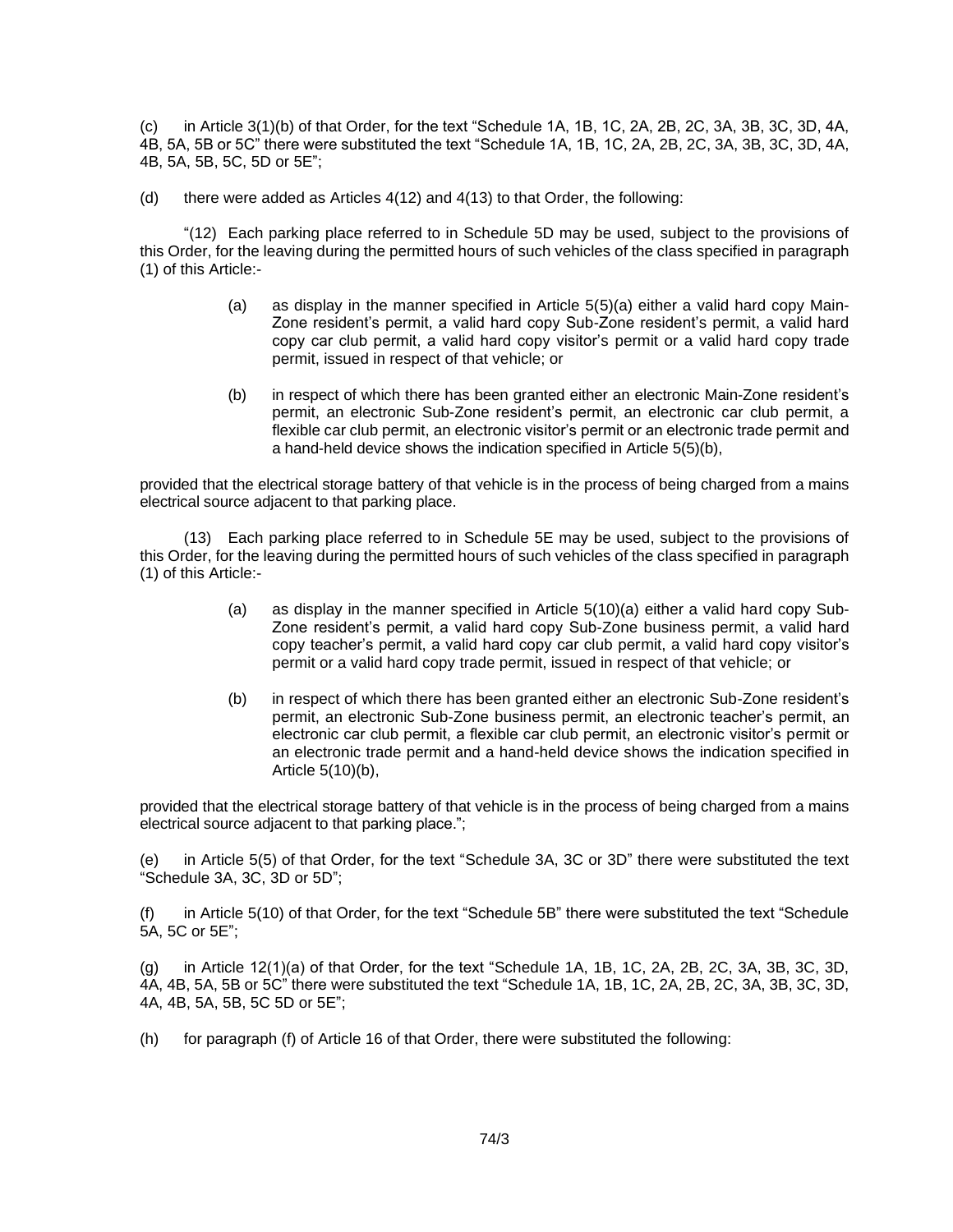(c) in Article 3(1)(b) of that Order, for the text "Schedule 1A, 1B, 1C, 2A, 2B, 2C, 3A, 3B, 3C, 3D, 4A, 4B, 5A, 5B or 5C" there were substituted the text "Schedule 1A, 1B, 1C, 2A, 2B, 2C, 3A, 3B, 3C, 3D, 4A, 4B, 5A, 5B, 5C, 5D or 5E";

(d) there were added as Articles 4(12) and 4(13) to that Order, the following:

"(12) Each parking place referred to in Schedule 5D may be used, subject to the provisions of this Order, for the leaving during the permitted hours of such vehicles of the class specified in paragraph (1) of this Article:-

> (a) as display in the manner specified in Article 5(5)(a) either a valid hard copy Main-Zone resident's permit, a valid hard copy Sub-Zone resident's permit, a valid hard copy car club permit, a valid hard copy visitor's permit or a valid hard copy trade permit, issued in respect of that vehicle; or
>
> (b) in respect of which there has been granted either an electronic Main-Zone resident's permit, an electronic Sub-Zone resident's permit, an electronic car club permit, a flexible car club permit, an electronic visitor's permit or an electronic trade permit and a hand-held device shows the indication specified in Article 5(5)(b),

provided that the electrical storage battery of that vehicle is in the process of being charged from a mains electrical source adjacent to that parking place.

(13) Each parking place referred to in Schedule 5E may be used, subject to the provisions of this Order, for the leaving during the permitted hours of such vehicles of the class specified in paragraph (1) of this Article:-

> (a) as display in the manner specified in Article 5(10)(a) either a valid hard copy Sub-Zone resident's permit, a valid hard copy Sub-Zone business permit, a valid hard copy teacher's permit, a valid hard copy car club permit, a valid hard copy visitor's permit or a valid hard copy trade permit, issued in respect of that vehicle; or
>
> (b) in respect of which there has been granted either an electronic Sub-Zone resident's permit, an electronic Sub-Zone business permit, an electronic teacher's permit, an electronic car club permit, a flexible car club permit, an electronic visitor's permit or an electronic trade permit and a hand-held device shows the indication specified in Article 5(10)(b),

provided that the electrical storage battery of that vehicle is in the process of being charged from a mains electrical source adjacent to that parking place.";

(e) in Article 5(5) of that Order, for the text "Schedule 3A, 3C or 3D" there were substituted the text "Schedule 3A, 3C, 3D or 5D";

(f) in Article 5(10) of that Order, for the text "Schedule 5B" there were substituted the text "Schedule 5A, 5C or 5E";

(g) in Article 12(1)(a) of that Order, for the text "Schedule 1A, 1B, 1C, 2A, 2B, 2C, 3A, 3B, 3C, 3D, 4A, 4B, 5A, 5B or 5C" there were substituted the text "Schedule 1A, 1B, 1C, 2A, 2B, 2C, 3A, 3B, 3C, 3D, 4A, 4B, 5A, 5B, 5C 5D or 5E";

(h) for paragraph (f) of Article 16 of that Order, there were substituted the following: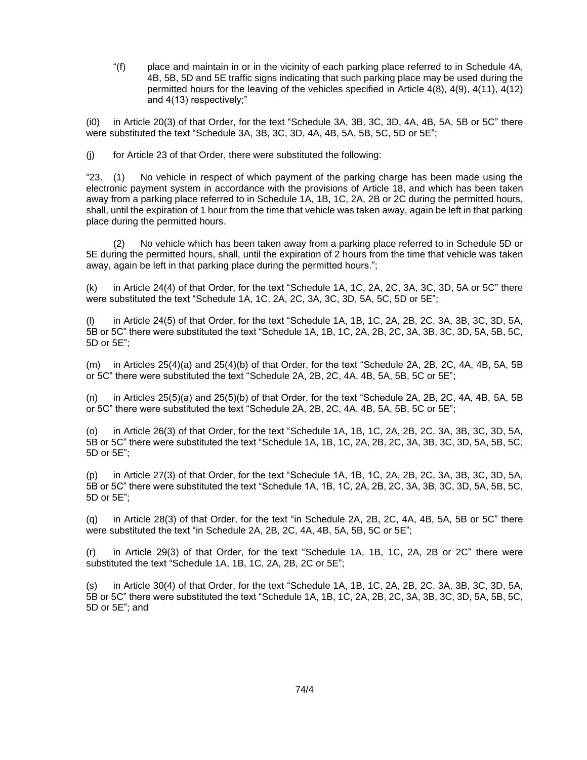"(f) place and maintain in or in the vicinity of each parking place referred to in Schedule 4A, 4B, 5B, 5D and 5E traffic signs indicating that such parking place may be used during the permitted hours for the leaving of the vehicles specified in Article 4(8), 4(9), 4(11), 4(12) and 4(13) respectively;"

(i0) in Article 20(3) of that Order, for the text "Schedule 3A, 3B, 3C, 3D, 4A, 4B, 5A, 5B or 5C" there were substituted the text "Schedule 3A, 3B, 3C, 3D, 4A, 4B, 5A, 5B, 5C, 5D or 5E";

(j) for Article 23 of that Order, there were substituted the following:

"23. (1) No vehicle in respect of which payment of the parking charge has been made using the electronic payment system in accordance with the provisions of Article 18, and which has been taken away from a parking place referred to in Schedule 1A, 1B, 1C, 2A, 2B or 2C during the permitted hours, shall, until the expiration of 1 hour from the time that vehicle was taken away, again be left in that parking place during the permitted hours.

(2) No vehicle which has been taken away from a parking place referred to in Schedule 5D or 5E during the permitted hours, shall, until the expiration of 2 hours from the time that vehicle was taken away, again be left in that parking place during the permitted hours.";

(k) in Article 24(4) of that Order, for the text "Schedule 1A, 1C, 2A, 2C, 3A, 3C, 3D, 5A or 5C" there were substituted the text "Schedule 1A, 1C, 2A, 2C, 3A, 3C, 3D, 5A, 5C, 5D or 5E";

(l) in Article 24(5) of that Order, for the text "Schedule 1A, 1B, 1C, 2A, 2B, 2C, 3A, 3B, 3C, 3D, 5A, 5B or 5C" there were substituted the text "Schedule 1A, 1B, 1C, 2A, 2B, 2C, 3A, 3B, 3C, 3D, 5A, 5B, 5C, 5D or 5E";

(m) in Articles 25(4)(a) and 25(4)(b) of that Order, for the text "Schedule 2A, 2B, 2C, 4A, 4B, 5A, 5B or 5C" there were substituted the text "Schedule 2A, 2B, 2C, 4A, 4B, 5A, 5B, 5C or 5E";

(n) in Articles 25(5)(a) and 25(5)(b) of that Order, for the text "Schedule 2A, 2B, 2C, 4A, 4B, 5A, 5B or 5C" there were substituted the text "Schedule 2A, 2B, 2C, 4A, 4B, 5A, 5B, 5C or 5E";

(o) in Article 26(3) of that Order, for the text "Schedule 1A, 1B, 1C, 2A, 2B, 2C, 3A, 3B, 3C, 3D, 5A, 5B or 5C" there were substituted the text "Schedule 1A, 1B, 1C, 2A, 2B, 2C, 3A, 3B, 3C, 3D, 5A, 5B, 5C, 5D or 5E";

(p) in Article 27(3) of that Order, for the text "Schedule 1A, 1B, 1C, 2A, 2B, 2C, 3A, 3B, 3C, 3D, 5A, 5B or 5C" there were substituted the text "Schedule 1A, 1B, 1C, 2A, 2B, 2C, 3A, 3B, 3C, 3D, 5A, 5B, 5C, 5D or 5E";

(q) in Article 28(3) of that Order, for the text "in Schedule 2A, 2B, 2C, 4A, 4B, 5A, 5B or 5C" there were substituted the text "in Schedule 2A, 2B, 2C, 4A, 4B, 5A, 5B, 5C or 5E";

(r) in Article 29(3) of that Order, for the text "Schedule 1A, 1B, 1C, 2A, 2B or 2C" there were substituted the text "Schedule 1A, 1B, 1C, 2A, 2B, 2C or 5E";

(s) in Article 30(4) of that Order, for the text "Schedule 1A, 1B, 1C, 2A, 2B, 2C, 3A, 3B, 3C, 3D, 5A, 5B or 5C" there were substituted the text "Schedule 1A, 1B, 1C, 2A, 2B, 2C, 3A, 3B, 3C, 3D, 5A, 5B, 5C, 5D or 5E"; and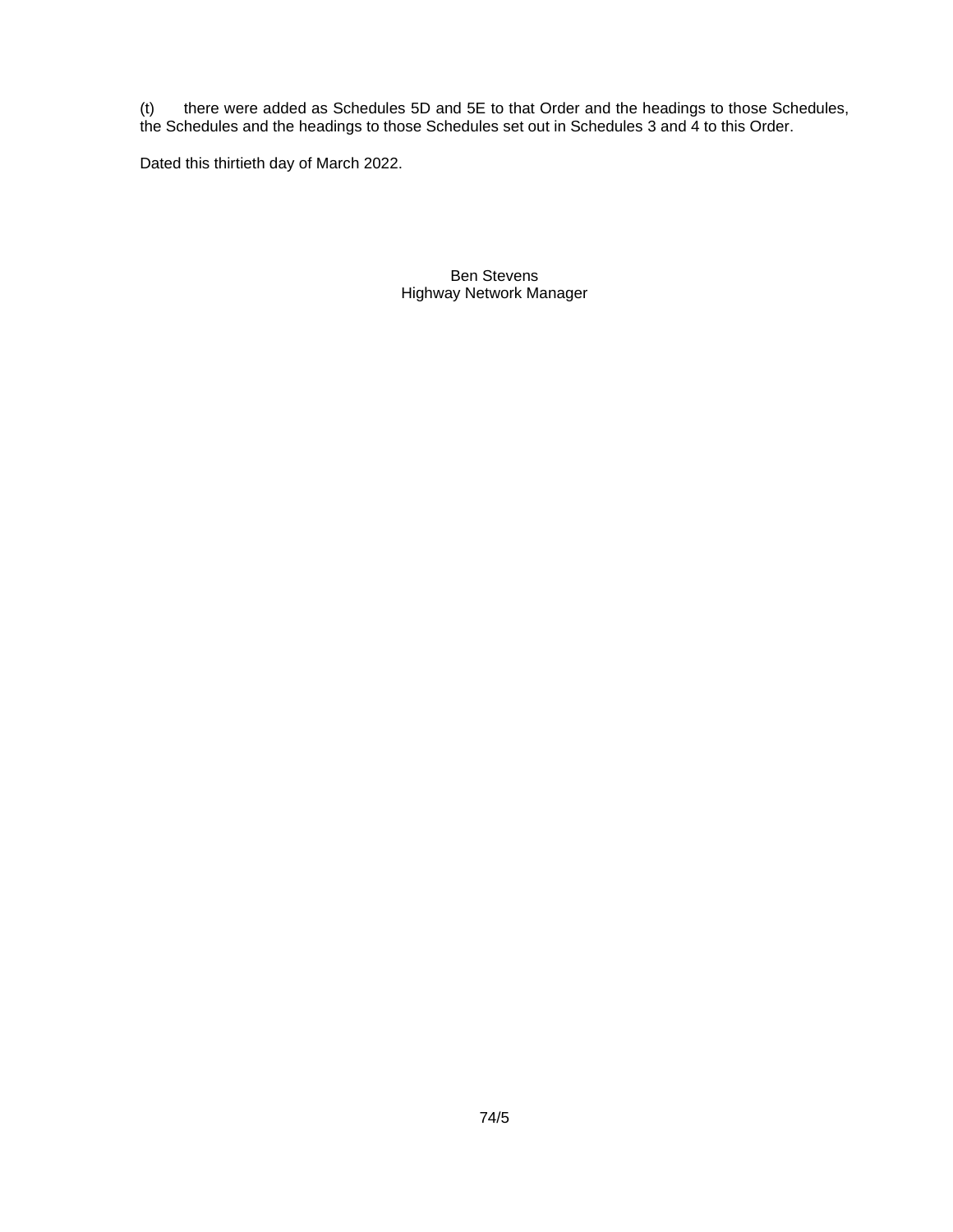(t) there were added as Schedules 5D and 5E to that Order and the headings to those Schedules, the Schedules and the headings to those Schedules set out in Schedules 3 and 4 to this Order.

Dated this thirtieth day of March 2022.

Ben Stevens  
Highway Network Manager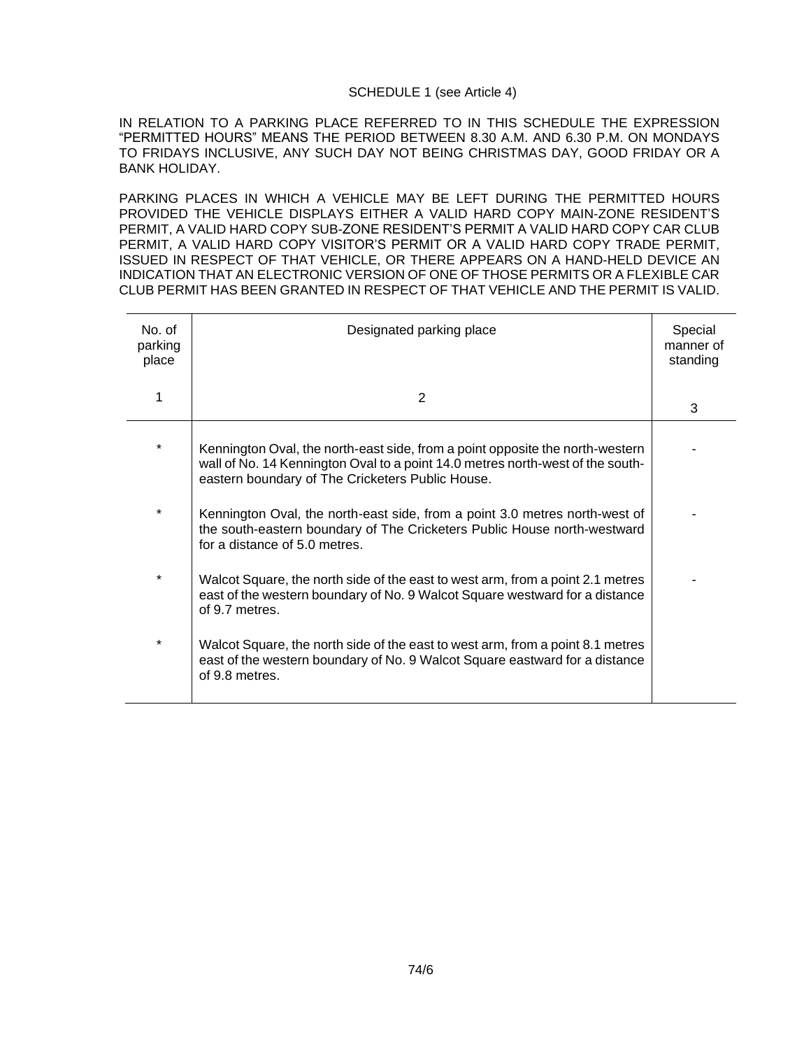SCHEDULE 1 (see Article 4)

IN RELATION TO A PARKING PLACE REFERRED TO IN THIS SCHEDULE THE EXPRESSION "PERMITTED HOURS" MEANS THE PERIOD BETWEEN 8.30 A.M. AND 6.30 P.M. ON MONDAYS TO FRIDAYS INCLUSIVE, ANY SUCH DAY NOT BEING CHRISTMAS DAY, GOOD FRIDAY OR A BANK HOLIDAY.

PARKING PLACES IN WHICH A VEHICLE MAY BE LEFT DURING THE PERMITTED HOURS PROVIDED THE VEHICLE DISPLAYS EITHER A VALID HARD COPY MAIN-ZONE RESIDENT'S PERMIT, A VALID HARD COPY SUB-ZONE RESIDENT'S PERMIT A VALID HARD COPY CAR CLUB PERMIT, A VALID HARD COPY VISITOR'S PERMIT OR A VALID HARD COPY TRADE PERMIT, ISSUED IN RESPECT OF THAT VEHICLE, OR THERE APPEARS ON A HAND-HELD DEVICE AN INDICATION THAT AN ELECTRONIC VERSION OF ONE OF THOSE PERMITS OR A FLEXIBLE CAR CLUB PERMIT HAS BEEN GRANTED IN RESPECT OF THAT VEHICLE AND THE PERMIT IS VALID.

| No. of parking place | Designated parking place | Special manner of standing |
|---|---|---|
| 1 | 2 | 3 |
| * | Kennington Oval, the north-east side, from a point opposite the north-western wall of No. 14 Kennington Oval to a point 14.0 metres north-west of the south-eastern boundary of The Cricketers Public House. | - |
| * | Kennington Oval, the north-east side, from a point 3.0 metres north-west of the south-eastern boundary of The Cricketers Public House north-westward for a distance of 5.0 metres. | - |
| * | Walcot Square, the north side of the east to west arm, from a point 2.1 metres east of the western boundary of No. 9 Walcot Square westward for a distance of 9.7 metres. | - |
| * | Walcot Square, the north side of the east to west arm, from a point 8.1 metres east of the western boundary of No. 9 Walcot Square eastward for a distance of 9.8 metres. | |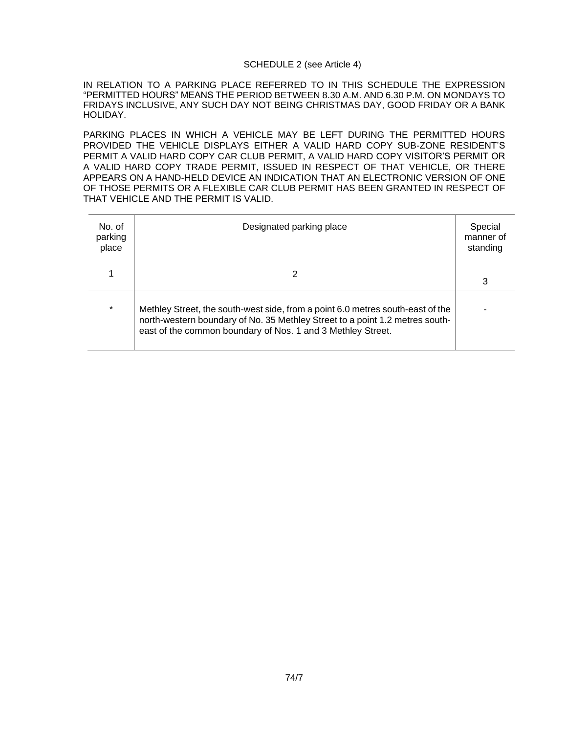SCHEDULE 2 (see Article 4)

IN RELATION TO A PARKING PLACE REFERRED TO IN THIS SCHEDULE THE EXPRESSION "PERMITTED HOURS" MEANS THE PERIOD BETWEEN 8.30 A.M. AND 6.30 P.M. ON MONDAYS TO FRIDAYS INCLUSIVE, ANY SUCH DAY NOT BEING CHRISTMAS DAY, GOOD FRIDAY OR A BANK HOLIDAY.

PARKING PLACES IN WHICH A VEHICLE MAY BE LEFT DURING THE PERMITTED HOURS PROVIDED THE VEHICLE DISPLAYS EITHER A VALID HARD COPY SUB-ZONE RESIDENT'S PERMIT A VALID HARD COPY CAR CLUB PERMIT, A VALID HARD COPY VISITOR'S PERMIT OR A VALID HARD COPY TRADE PERMIT, ISSUED IN RESPECT OF THAT VEHICLE, OR THERE APPEARS ON A HAND-HELD DEVICE AN INDICATION THAT AN ELECTRONIC VERSION OF ONE OF THOSE PERMITS OR A FLEXIBLE CAR CLUB PERMIT HAS BEEN GRANTED IN RESPECT OF THAT VEHICLE AND THE PERMIT IS VALID.

| No. of parking place | Designated parking place | Special manner of standing |
|---|---|---|
| 1 | 2 | 3 |
| * | Methley Street, the south-west side, from a point 6.0 metres south-east of the north-western boundary of No. 35 Methley Street to a point 1.2 metres south-east of the common boundary of Nos. 1 and 3 Methley Street. | - |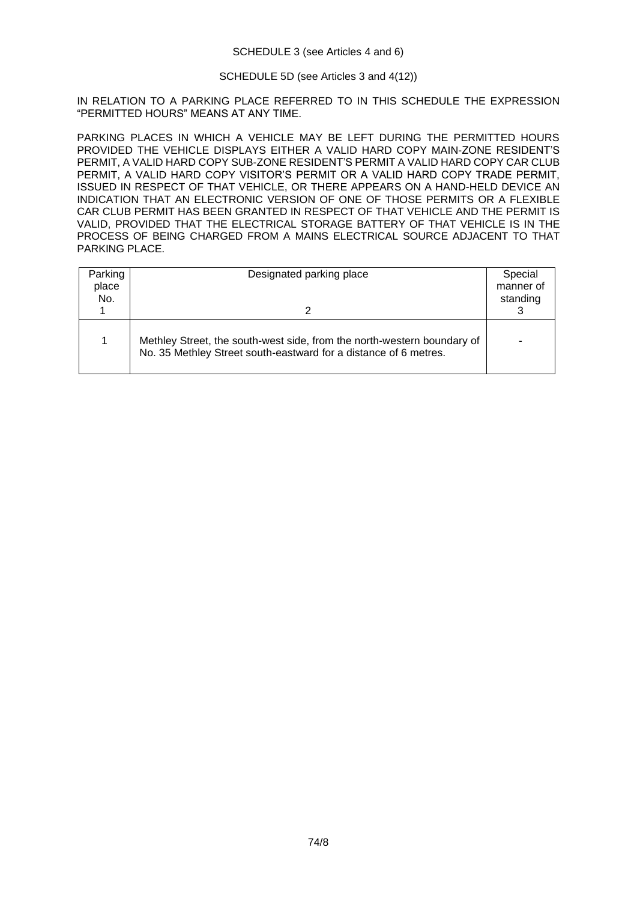SCHEDULE 3 (see Articles 4 and 6)

SCHEDULE 5D (see Articles 3 and 4(12))

IN RELATION TO A PARKING PLACE REFERRED TO IN THIS SCHEDULE THE EXPRESSION "PERMITTED HOURS" MEANS AT ANY TIME.

PARKING PLACES IN WHICH A VEHICLE MAY BE LEFT DURING THE PERMITTED HOURS PROVIDED THE VEHICLE DISPLAYS EITHER A VALID HARD COPY MAIN-ZONE RESIDENT'S PERMIT, A VALID HARD COPY SUB-ZONE RESIDENT'S PERMIT A VALID HARD COPY CAR CLUB PERMIT, A VALID HARD COPY VISITOR'S PERMIT OR A VALID HARD COPY TRADE PERMIT, ISSUED IN RESPECT OF THAT VEHICLE, OR THERE APPEARS ON A HAND-HELD DEVICE AN INDICATION THAT AN ELECTRONIC VERSION OF ONE OF THOSE PERMITS OR A FLEXIBLE CAR CLUB PERMIT HAS BEEN GRANTED IN RESPECT OF THAT VEHICLE AND THE PERMIT IS VALID, PROVIDED THAT THE ELECTRICAL STORAGE BATTERY OF THAT VEHICLE IS IN THE PROCESS OF BEING CHARGED FROM A MAINS ELECTRICAL SOURCE ADJACENT TO THAT PARKING PLACE.

| Parking place No. 1 | Designated parking place 2 | Special manner of standing 3 |
|---|---|---|
| 1 | Methley Street, the south-west side, from the north-western boundary of No. 35 Methley Street south-eastward for a distance of 6 metres. | - |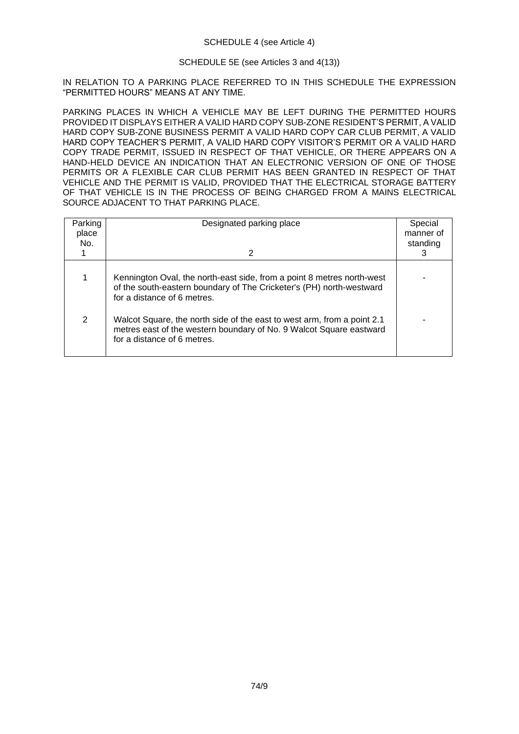SCHEDULE 4 (see Article 4)

SCHEDULE 5E (see Articles 3 and 4(13))

IN RELATION TO A PARKING PLACE REFERRED TO IN THIS SCHEDULE THE EXPRESSION "PERMITTED HOURS" MEANS AT ANY TIME.

PARKING PLACES IN WHICH A VEHICLE MAY BE LEFT DURING THE PERMITTED HOURS PROVIDED IT DISPLAYS EITHER A VALID HARD COPY SUB-ZONE RESIDENT'S PERMIT, A VALID HARD COPY SUB-ZONE BUSINESS PERMIT A VALID HARD COPY CAR CLUB PERMIT, A VALID HARD COPY TEACHER'S PERMIT, A VALID HARD COPY VISITOR'S PERMIT OR A VALID HARD COPY TRADE PERMIT, ISSUED IN RESPECT OF THAT VEHICLE, OR THERE APPEARS ON A HAND-HELD DEVICE AN INDICATION THAT AN ELECTRONIC VERSION OF ONE OF THOSE PERMITS OR A FLEXIBLE CAR CLUB PERMIT HAS BEEN GRANTED IN RESPECT OF THAT VEHICLE AND THE PERMIT IS VALID, PROVIDED THAT THE ELECTRICAL STORAGE BATTERY OF THAT VEHICLE IS IN THE PROCESS OF BEING CHARGED FROM A MAINS ELECTRICAL SOURCE ADJACENT TO THAT PARKING PLACE.

| Parking place No. 1 | Designated parking place 2 | Special manner of standing 3 |
|---|---|---|
| 1 | Kennington Oval, the north-east side, from a point 8 metres north-west of the south-eastern boundary of The Cricketer's (PH) north-westward for a distance of 6 metres. | - |
| 2 | Walcot Square, the north side of the east to west arm, from a point 2.1 metres east of the western boundary of No. 9 Walcot Square eastward for a distance of 6 metres. | - |